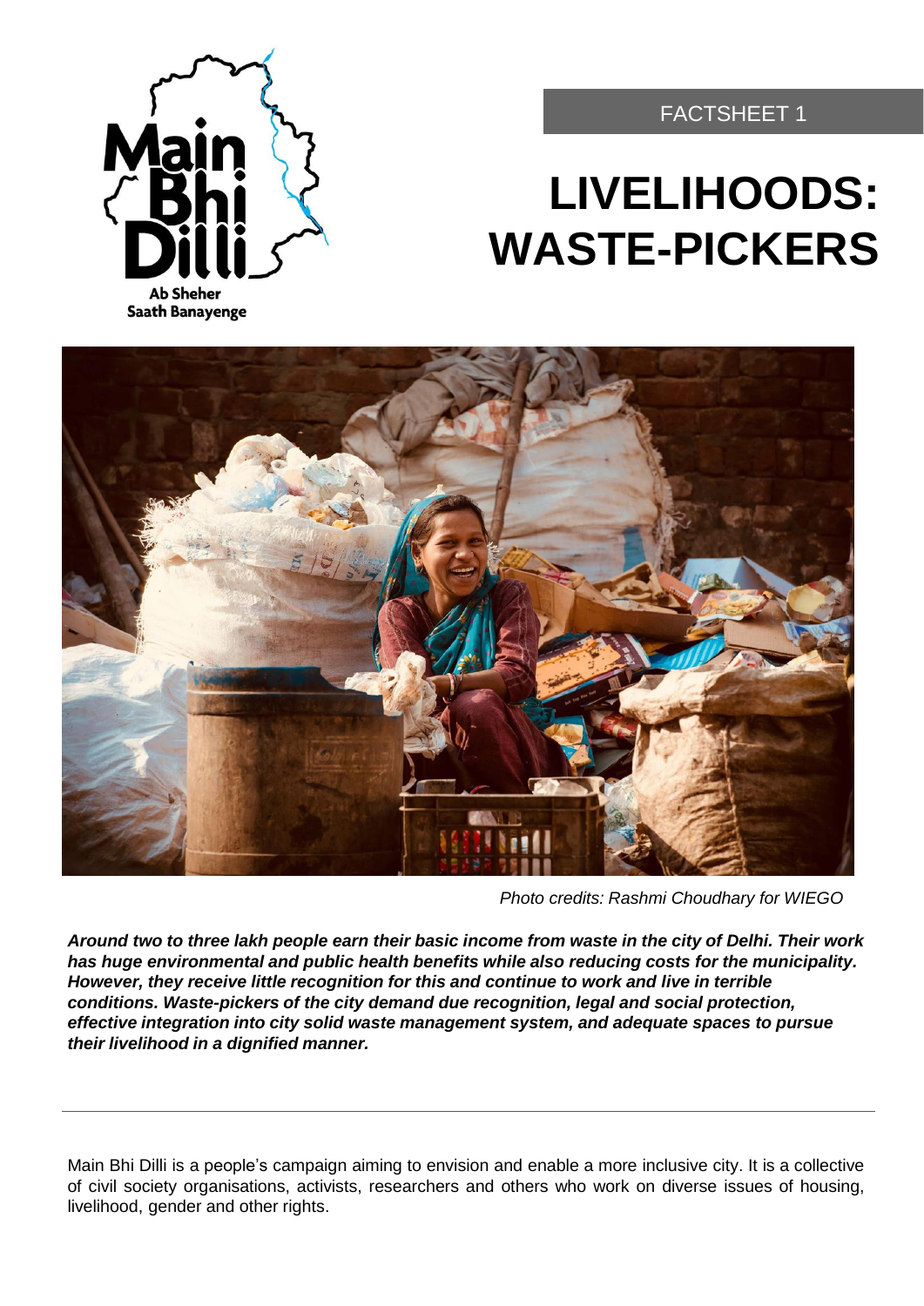Main Bhi Dilli

Ab Sheher Saath Banayenge

FACTSHEET 1

# LIVELIHOODS: WASTE-PICKERS

*Photo credits: Rashmi Choudhary for WIEGO*

***Around two to three lakh people earn their basic income from waste in the city of Delhi. Their work has huge environmental and public health benefits while also reducing costs for the municipality. However, they receive little recognition for this and continue to work and live in terrible conditions. Waste-pickers of the city demand due recognition, legal and social protection, effective integration into city solid waste management system, and adequate spaces to pursue their livelihood in a dignified manner.***

---

Main Bhi Dilli is a people's campaign aiming to envision and enable a more inclusive city. It is a collective of civil society organisations, activists, researchers and others who work on diverse issues of housing, livelihood, gender and other rights.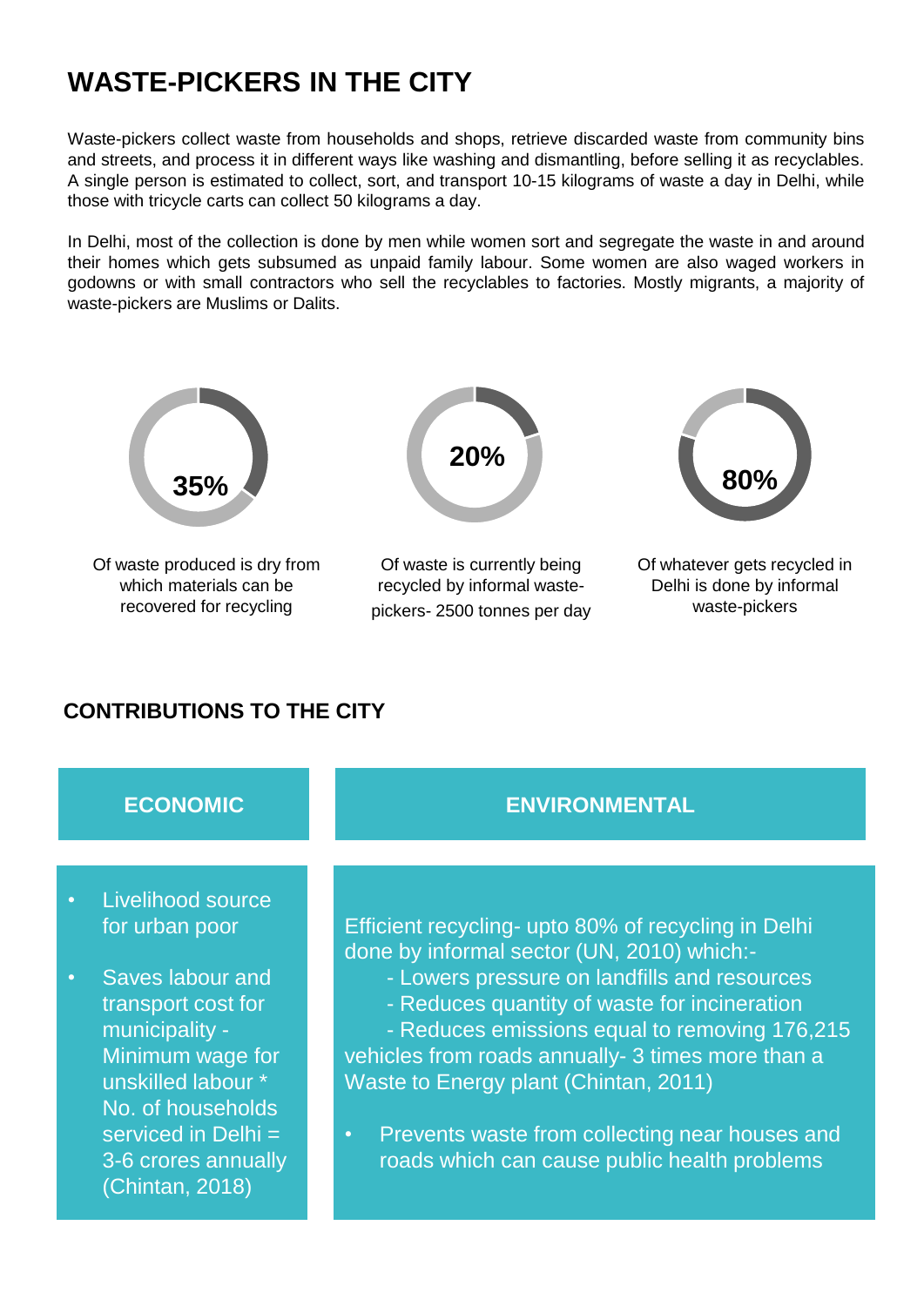# WASTE-PICKERS IN THE CITY

Waste-pickers collect waste from households and shops, retrieve discarded waste from community bins and streets, and process it in different ways like washing and dismantling, before selling it as recyclables. A single person is estimated to collect, sort, and transport 10-15 kilograms of waste a day in Delhi, while those with tricycle carts can collect 50 kilograms a day.

In Delhi, most of the collection is done by men while women sort and segregate the waste in and around their homes which gets subsumed as unpaid family labour. Some women are also waged workers in godowns or with small contractors who sell the recyclables to factories. Mostly migrants, a majority of waste-pickers are Muslims or Dalits.

**35%**

Of waste produced is dry from which materials can be recovered for recycling

**20%**

Of waste is currently being recycled by informal waste-pickers- 2500 tonnes per day

**80%**

Of whatever gets recycled in Delhi is done by informal waste-pickers

## CONTRIBUTIONS TO THE CITY

### ECONOMIC

- Livelihood source for urban poor
- Saves labour and transport cost for municipality - Minimum wage for unskilled labour * No. of households serviced in Delhi = 3-6 crores annually (Chintan, 2018)

### ENVIRONMENTAL

Efficient recycling- upto 80% of recycling in Delhi done by informal sector (UN, 2010) which:-

- Lowers pressure on landfills and resources
- Reduces quantity of waste for incineration
- Reduces emissions equal to removing 176,215 vehicles from roads annually- 3 times more than a Waste to Energy plant (Chintan, 2011)

- Prevents waste from collecting near houses and roads which can cause public health problems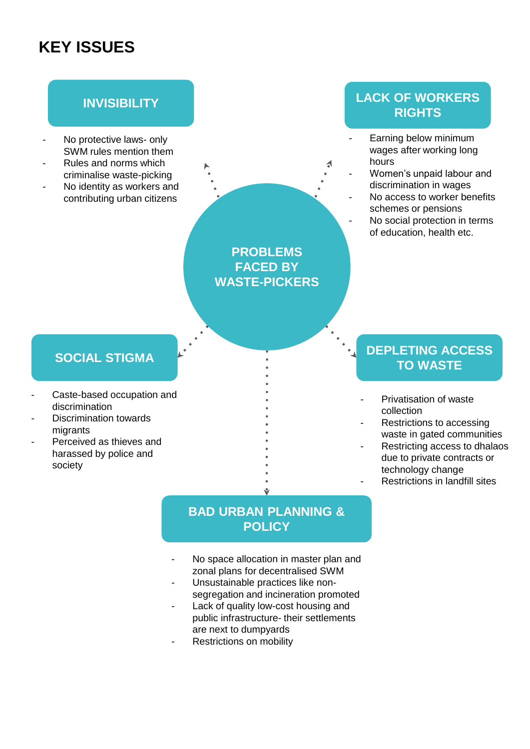# KEY ISSUES

## PROBLEMS FACED BY WASTE-PICKERS

### INVISIBILITY

- No protective laws- only SWM rules mention them
- Rules and norms which criminalise waste-picking
- No identity as workers and contributing urban citizens

### LACK OF WORKERS RIGHTS

- Earning below minimum wages after working long hours
- Women's unpaid labour and discrimination in wages
- No access to worker benefits schemes or pensions
- No social protection in terms of education, health etc.

### SOCIAL STIGMA

- Caste-based occupation and discrimination
- Discrimination towards migrants
- Perceived as thieves and harassed by police and society

### DEPLETING ACCESS TO WASTE

- Privatisation of waste collection
- Restrictions to accessing waste in gated communities
- Restricting access to dhalaos due to private contracts or technology change
- Restrictions in landfill sites

### BAD URBAN PLANNING & POLICY

- No space allocation in master plan and zonal plans for decentralised SWM
- Unsustainable practices like non-segregation and incineration promoted
- Lack of quality low-cost housing and public infrastructure- their settlements are next to dumpyards
- Restrictions on mobility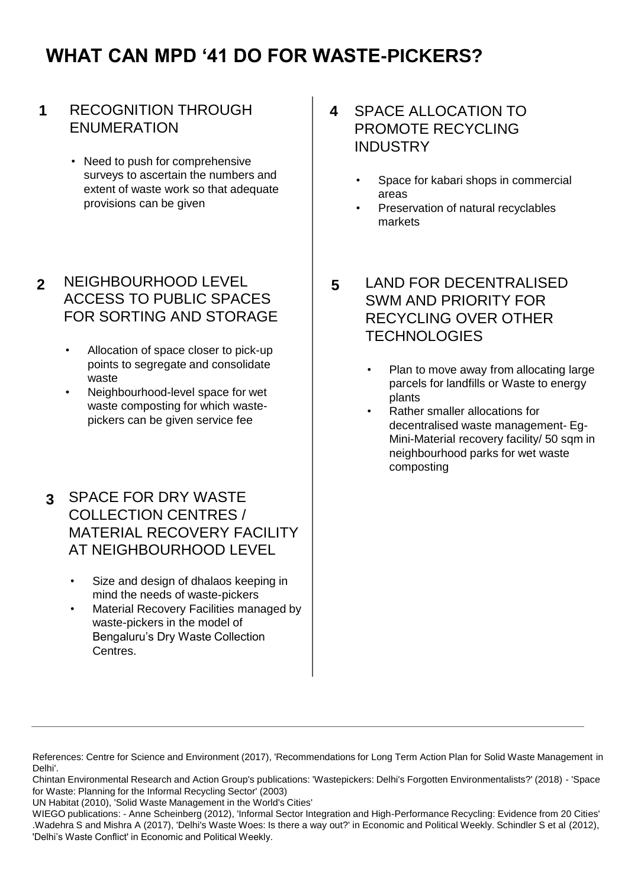# WHAT CAN MPD '41 DO FOR WASTE-PICKERS?

## 1 RECOGNITION THROUGH ENUMERATION

- Need to push for comprehensive surveys to ascertain the numbers and extent of waste work so that adequate provisions can be given

## 2 NEIGHBOURHOOD LEVEL ACCESS TO PUBLIC SPACES FOR SORTING AND STORAGE

- Allocation of space closer to pick-up points to segregate and consolidate waste
- Neighbourhood-level space for wet waste composting for which waste-pickers can be given service fee

## 3 SPACE FOR DRY WASTE COLLECTION CENTRES / MATERIAL RECOVERY FACILITY AT NEIGHBOURHOOD LEVEL

- Size and design of dhalaos keeping in mind the needs of waste-pickers
- Material Recovery Facilities managed by waste-pickers in the model of Bengaluru's Dry Waste Collection Centres.

## 4 SPACE ALLOCATION TO PROMOTE RECYCLING INDUSTRY

- Space for kabari shops in commercial areas
- Preservation of natural recyclables markets

## 5 LAND FOR DECENTRALISED SWM AND PRIORITY FOR RECYCLING OVER OTHER TECHNOLOGIES

- Plan to move away from allocating large parcels for landfills or Waste to energy plants
- Rather smaller allocations for decentralised waste management- Eg- Mini-Material recovery facility/ 50 sqm in neighbourhood parks for wet waste composting

---

References: Centre for Science and Environment (2017), 'Recommendations for Long Term Action Plan for Solid Waste Management in Delhi'.

Chintan Environmental Research and Action Group's publications: 'Wastepickers: Delhi's Forgotten Environmentalists?' (2018) - 'Space for Waste: Planning for the Informal Recycling Sector' (2003)

UN Habitat (2010), 'Solid Waste Management in the World's Cities'

WIEGO publications: - Anne Scheinberg (2012), 'Informal Sector Integration and High-Performance Recycling: Evidence from 20 Cities' .Wadehra S and Mishra A (2017), 'Delhi's Waste Woes: Is there a way out?' in Economic and Political Weekly. Schindler S et al (2012), 'Delhi's Waste Conflict' in Economic and Political Weekly.